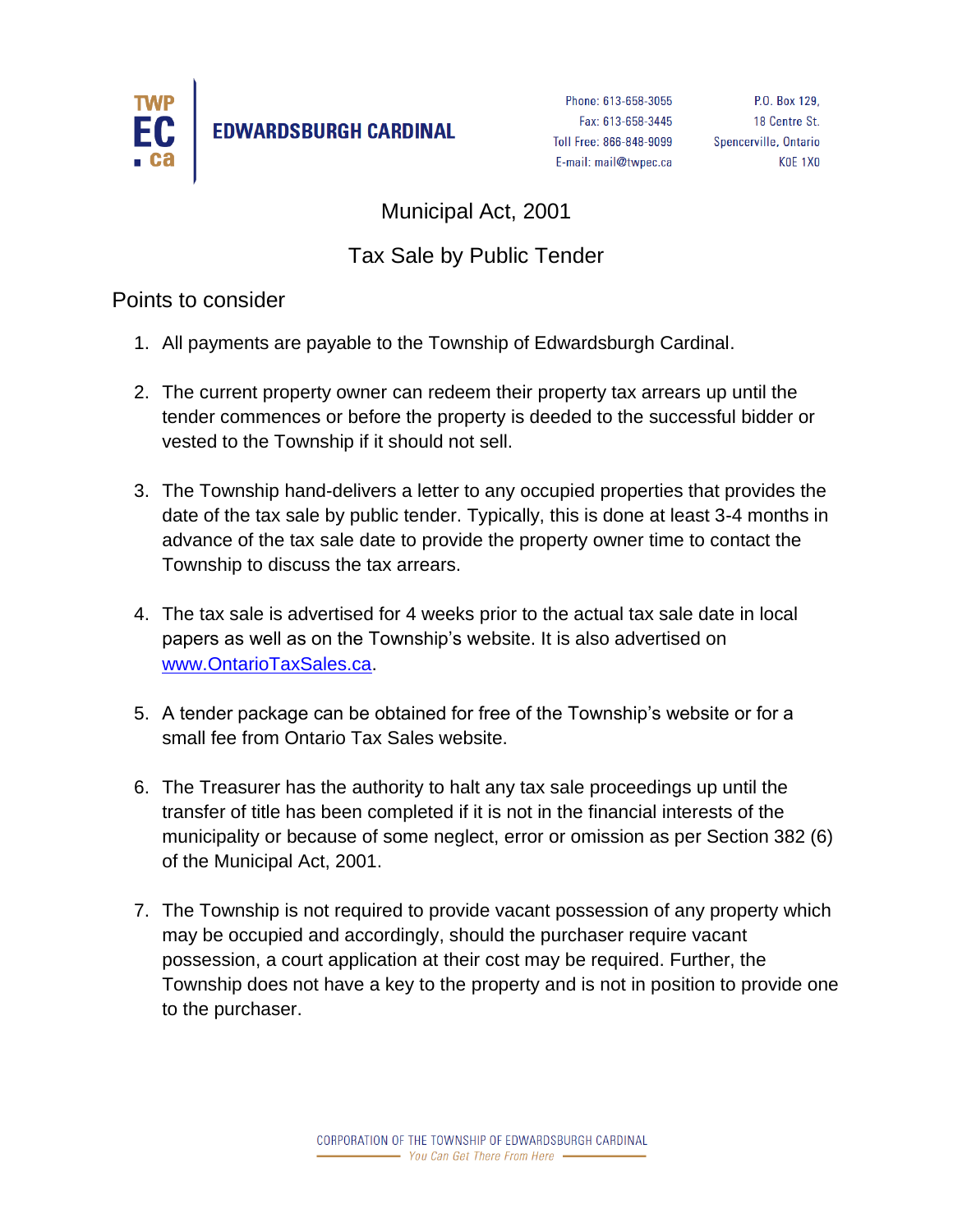TWP EC .ca

EDWARDSBURGH CARDINAL

Phone: 613-658-3055
Fax: 613-658-3445
Toll Free: 866-848-9099
E-mail: mail@twpec.ca

P.O. Box 129,
18 Centre St.
Spencerville, Ontario
K0E 1X0

# Municipal Act, 2001

# Tax Sale by Public Tender

## Points to consider

1. All payments are payable to the Township of Edwardsburgh Cardinal.

2. The current property owner can redeem their property tax arrears up until the tender commences or before the property is deeded to the successful bidder or vested to the Township if it should not sell.

3. The Township hand-delivers a letter to any occupied properties that provides the date of the tax sale by public tender. Typically, this is done at least 3-4 months in advance of the tax sale date to provide the property owner time to contact the Township to discuss the tax arrears.

4. The tax sale is advertised for 4 weeks prior to the actual tax sale date in local papers as well as on the Township's website. It is also advertised on www.OntarioTaxSales.ca.

5. A tender package can be obtained for free of the Township's website or for a small fee from Ontario Tax Sales website.

6. The Treasurer has the authority to halt any tax sale proceedings up until the transfer of title has been completed if it is not in the financial interests of the municipality or because of some neglect, error or omission as per Section 382 (6) of the Municipal Act, 2001.

7. The Township is not required to provide vacant possession of any property which may be occupied and accordingly, should the purchaser require vacant possession, a court application at their cost may be required. Further, the Township does not have a key to the property and is not in position to provide one to the purchaser.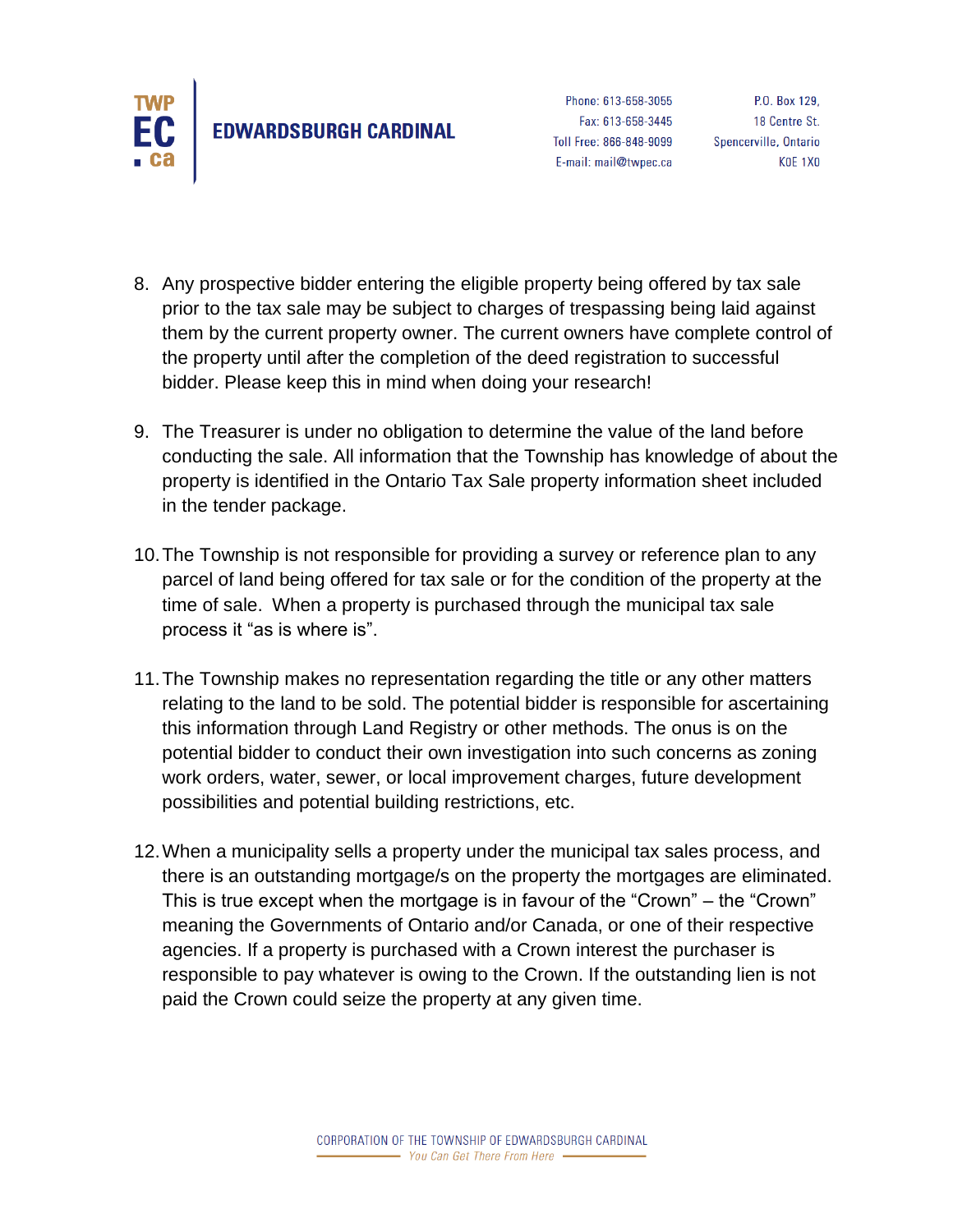8. Any prospective bidder entering the eligible property being offered by tax sale prior to the tax sale may be subject to charges of trespassing being laid against them by the current property owner. The current owners have complete control of the property until after the completion of the deed registration to successful bidder. Please keep this in mind when doing your research!

9. The Treasurer is under no obligation to determine the value of the land before conducting the sale. All information that the Township has knowledge of about the property is identified in the Ontario Tax Sale property information sheet included in the tender package.

10. The Township is not responsible for providing a survey or reference plan to any parcel of land being offered for tax sale or for the condition of the property at the time of sale. When a property is purchased through the municipal tax sale process it "as is where is".

11. The Township makes no representation regarding the title or any other matters relating to the land to be sold. The potential bidder is responsible for ascertaining this information through Land Registry or other methods. The onus is on the potential bidder to conduct their own investigation into such concerns as zoning work orders, water, sewer, or local improvement charges, future development possibilities and potential building restrictions, etc.

12. When a municipality sells a property under the municipal tax sales process, and there is an outstanding mortgage/s on the property the mortgages are eliminated. This is true except when the mortgage is in favour of the "Crown" – the "Crown" meaning the Governments of Ontario and/or Canada, or one of their respective agencies. If a property is purchased with a Crown interest the purchaser is responsible to pay whatever is owing to the Crown. If the outstanding lien is not paid the Crown could seize the property at any given time.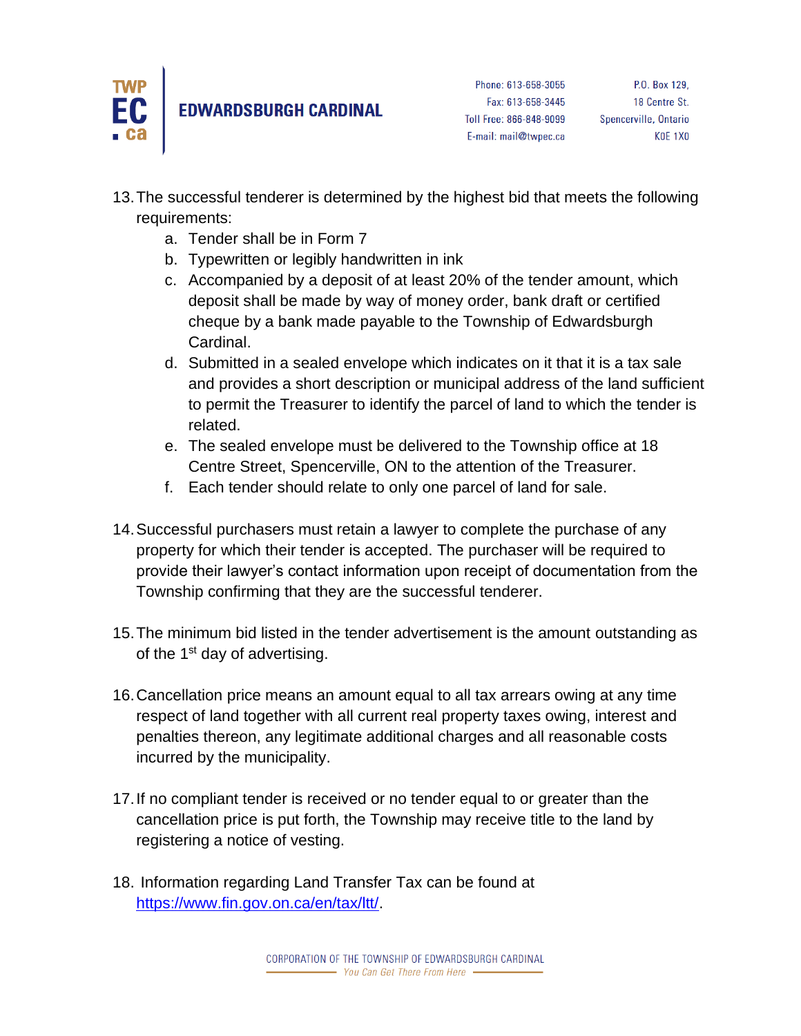13. The successful tenderer is determined by the highest bid that meets the following requirements:
    a. Tender shall be in Form 7
    b. Typewritten or legibly handwritten in ink
    c. Accompanied by a deposit of at least 20% of the tender amount, which deposit shall be made by way of money order, bank draft or certified cheque by a bank made payable to the Township of Edwardsburgh Cardinal.
    d. Submitted in a sealed envelope which indicates on it that it is a tax sale and provides a short description or municipal address of the land sufficient to permit the Treasurer to identify the parcel of land to which the tender is related.
    e. The sealed envelope must be delivered to the Township office at 18 Centre Street, Spencerville, ON to the attention of the Treasurer.
    f. Each tender should relate to only one parcel of land for sale.

14. Successful purchasers must retain a lawyer to complete the purchase of any property for which their tender is accepted. The purchaser will be required to provide their lawyer's contact information upon receipt of documentation from the Township confirming that they are the successful tenderer.

15. The minimum bid listed in the tender advertisement is the amount outstanding as of the 1st day of advertising.

16. Cancellation price means an amount equal to all tax arrears owing at any time respect of land together with all current real property taxes owing, interest and penalties thereon, any legitimate additional charges and all reasonable costs incurred by the municipality.

17. If no compliant tender is received or no tender equal to or greater than the cancellation price is put forth, the Township may receive title to the land by registering a notice of vesting.

18. Information regarding Land Transfer Tax can be found at https://www.fin.gov.on.ca/en/tax/ltt/.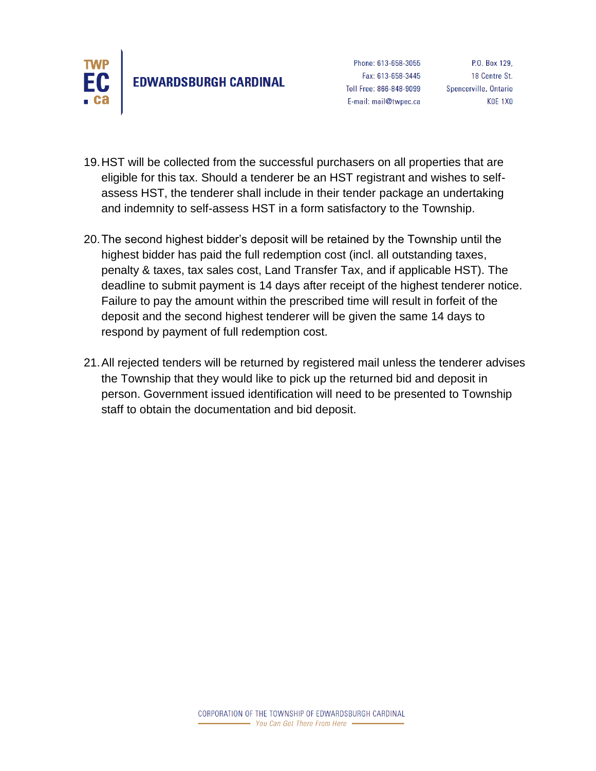19. HST will be collected from the successful purchasers on all properties that are eligible for this tax. Should a tenderer be an HST registrant and wishes to self-assess HST, the tenderer shall include in their tender package an undertaking and indemnity to self-assess HST in a form satisfactory to the Township.

20. The second highest bidder's deposit will be retained by the Township until the highest bidder has paid the full redemption cost (incl. all outstanding taxes, penalty & taxes, tax sales cost, Land Transfer Tax, and if applicable HST). The deadline to submit payment is 14 days after receipt of the highest tenderer notice. Failure to pay the amount within the prescribed time will result in forfeit of the deposit and the second highest tenderer will be given the same 14 days to respond by payment of full redemption cost.

21. All rejected tenders will be returned by registered mail unless the tenderer advises the Township that they would like to pick up the returned bid and deposit in person. Government issued identification will need to be presented to Township staff to obtain the documentation and bid deposit.